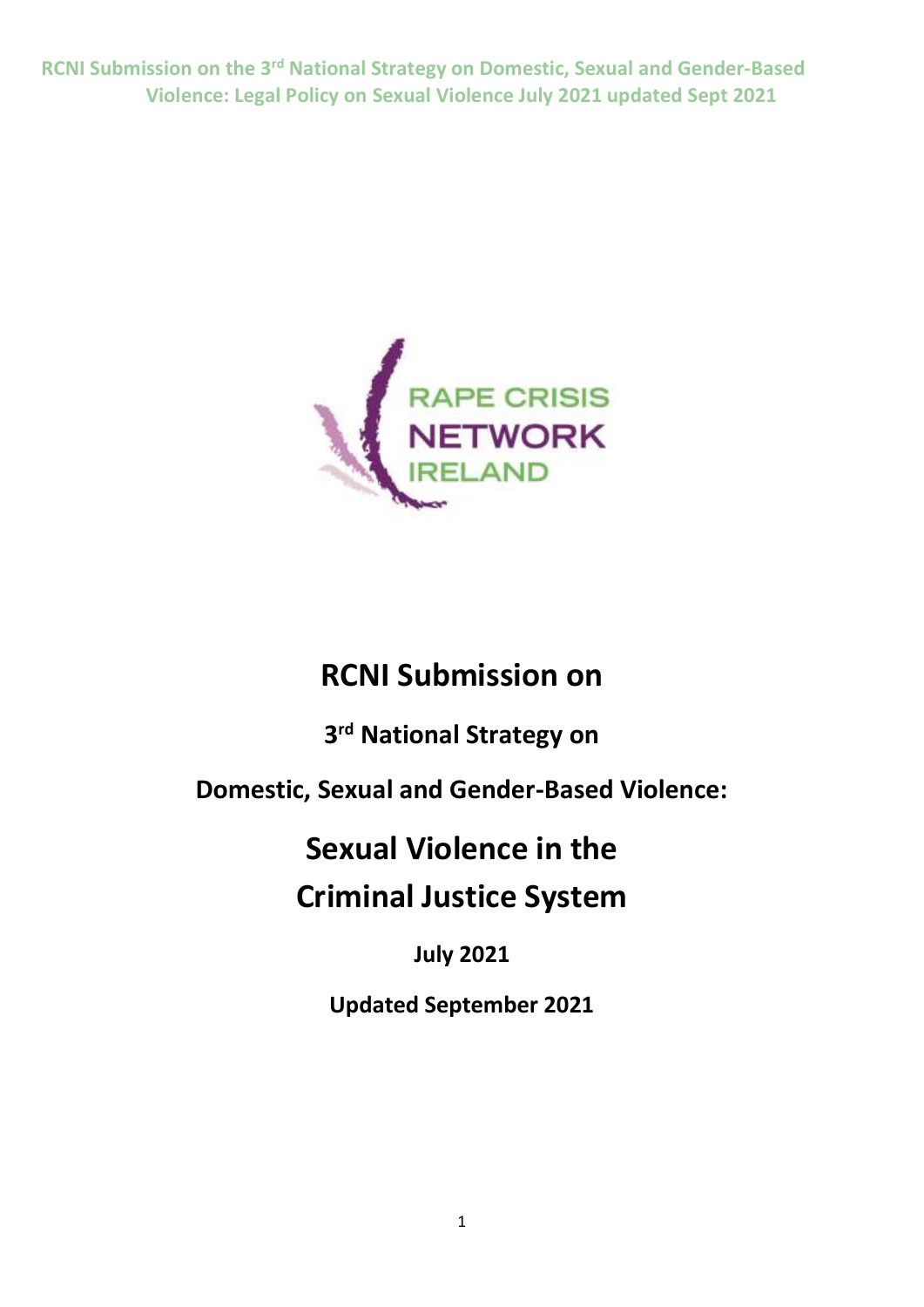RCNI Submission on the 3rd National Strategy on Domestic, Sexual and Gender-Based Violence: Legal Policy on Sexual Violence July 2021 updated Sept 2021

RAPE CRISIS NETWORK IRELAND

# RCNI Submission on

## 3rd National Strategy on

## Domestic, Sexual and Gender-Based Violence:

# Sexual Violence in the Criminal Justice System

**July 2021**

**Updated September 2021**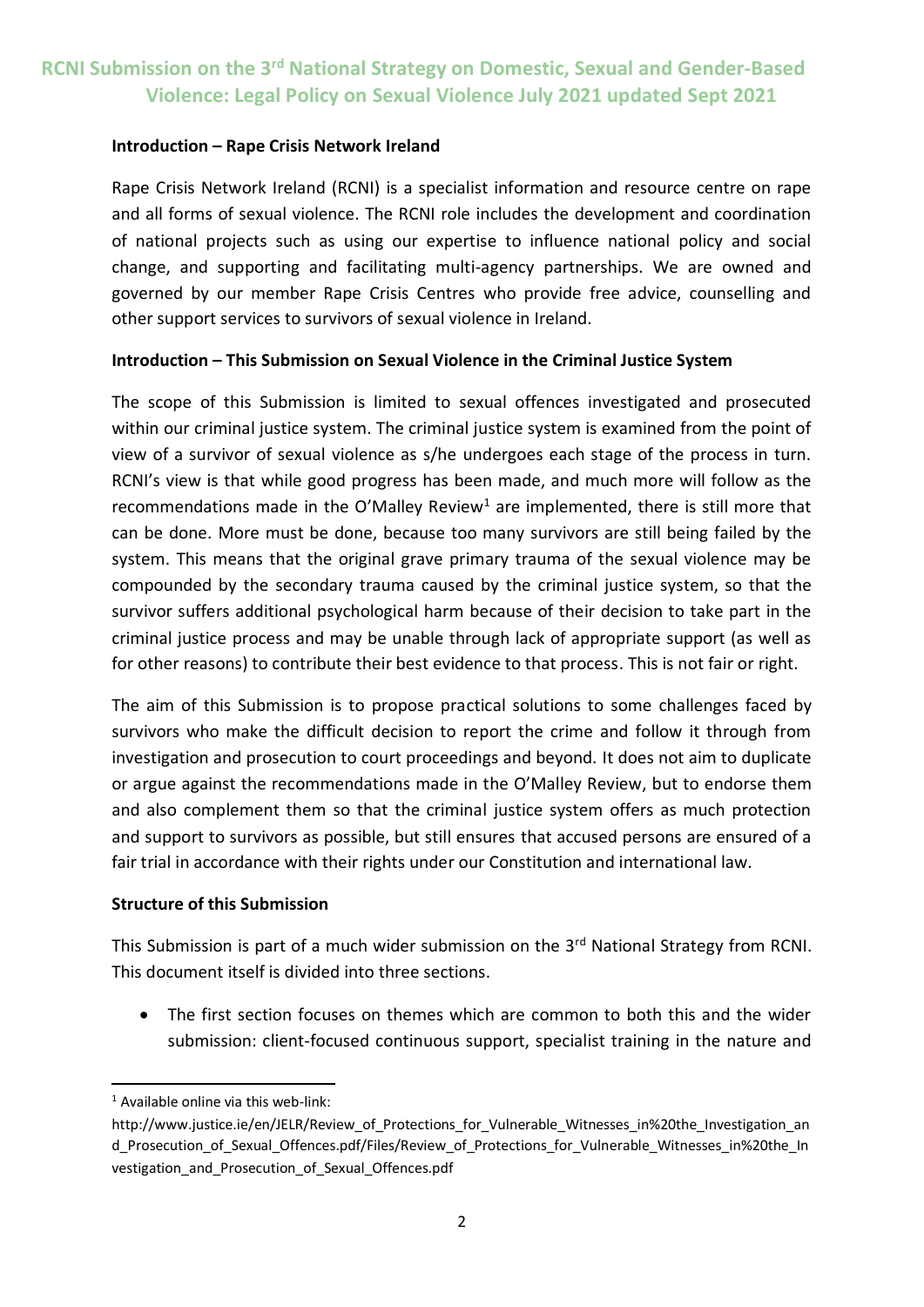# RCNI Submission on the 3rd National Strategy on Domestic, Sexual and Gender-Based Violence: Legal Policy on Sexual Violence July 2021 updated Sept 2021

**Introduction – Rape Crisis Network Ireland**

Rape Crisis Network Ireland (RCNI) is a specialist information and resource centre on rape and all forms of sexual violence. The RCNI role includes the development and coordination of national projects such as using our expertise to influence national policy and social change, and supporting and facilitating multi-agency partnerships. We are owned and governed by our member Rape Crisis Centres who provide free advice, counselling and other support services to survivors of sexual violence in Ireland.

**Introduction – This Submission on Sexual Violence in the Criminal Justice System**

The scope of this Submission is limited to sexual offences investigated and prosecuted within our criminal justice system. The criminal justice system is examined from the point of view of a survivor of sexual violence as s/he undergoes each stage of the process in turn. RCNI's view is that while good progress has been made, and much more will follow as the recommendations made in the O'Malley Review[1] are implemented, there is still more that can be done. More must be done, because too many survivors are still being failed by the system. This means that the original grave primary trauma of the sexual violence may be compounded by the secondary trauma caused by the criminal justice system, so that the survivor suffers additional psychological harm because of their decision to take part in the criminal justice process and may be unable through lack of appropriate support (as well as for other reasons) to contribute their best evidence to that process. This is not fair or right.

The aim of this Submission is to propose practical solutions to some challenges faced by survivors who make the difficult decision to report the crime and follow it through from investigation and prosecution to court proceedings and beyond. It does not aim to duplicate or argue against the recommendations made in the O'Malley Review, but to endorse them and also complement them so that the criminal justice system offers as much protection and support to survivors as possible, but still ensures that accused persons are ensured of a fair trial in accordance with their rights under our Constitution and international law.

**Structure of this Submission**

This Submission is part of a much wider submission on the 3rd National Strategy from RCNI. This document itself is divided into three sections.

- The first section focuses on themes which are common to both this and the wider submission: client-focused continuous support, specialist training in the nature and

[1] Available online via this web-link: http://www.justice.ie/en/JELR/Review_of_Protections_for_Vulnerable_Witnesses_in%20the_Investigation_and_Prosecution_of_Sexual_Offences.pdf/Files/Review_of_Protections_for_Vulnerable_Witnesses_in%20the_Investigation_and_Prosecution_of_Sexual_Offences.pdf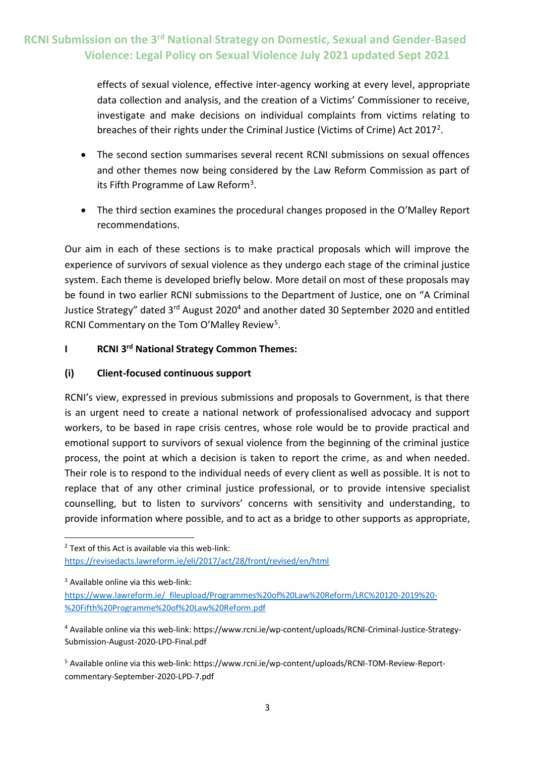effects of sexual violence, effective inter-agency working at every level, appropriate data collection and analysis, and the creation of a Victims' Commissioner to receive, investigate and make decisions on individual complaints from victims relating to breaches of their rights under the Criminal Justice (Victims of Crime) Act 2017[2].

- The second section summarises several recent RCNI submissions on sexual offences and other themes now being considered by the Law Reform Commission as part of its Fifth Programme of Law Reform[3].
- The third section examines the procedural changes proposed in the O'Malley Report recommendations.

Our aim in each of these sections is to make practical proposals which will improve the experience of survivors of sexual violence as they undergo each stage of the criminal justice system. Each theme is developed briefly below. More detail on most of these proposals may be found in two earlier RCNI submissions to the Department of Justice, one on "A Criminal Justice Strategy" dated 3rd August 2020[4] and another dated 30 September 2020 and entitled RCNI Commentary on the Tom O'Malley Review[5].

## I RCNI 3rd National Strategy Common Themes:

### (i) Client-focused continuous support

RCNI's view, expressed in previous submissions and proposals to Government, is that there is an urgent need to create a national network of professionalised advocacy and support workers, to be based in rape crisis centres, whose role would be to provide practical and emotional support to survivors of sexual violence from the beginning of the criminal justice process, the point at which a decision is taken to report the crime, as and when needed. Their role is to respond to the individual needs of every client as well as possible. It is not to replace that of any other criminal justice professional, or to provide intensive specialist counselling, but to listen to survivors' concerns with sensitivity and understanding, to provide information where possible, and to act as a bridge to other supports as appropriate,

---

[2] Text of this Act is available via this web-link: https://revisedacts.lawreform.ie/eli/2017/act/28/front/revised/en/html

[3] Available online via this web-link: https://www.lawreform.ie/_fileupload/Programmes%20of%20Law%20Reform/LRC%20120-2019%20-%20Fifth%20Programme%20of%20Law%20Reform.pdf

[4] Available online via this web-link: https://www.rcni.ie/wp-content/uploads/RCNI-Criminal-Justice-Strategy-Submission-August-2020-LPD-Final.pdf

[5] Available online via this web-link: https://www.rcni.ie/wp-content/uploads/RCNI-TOM-Review-Report-commentary-September-2020-LPD-7.pdf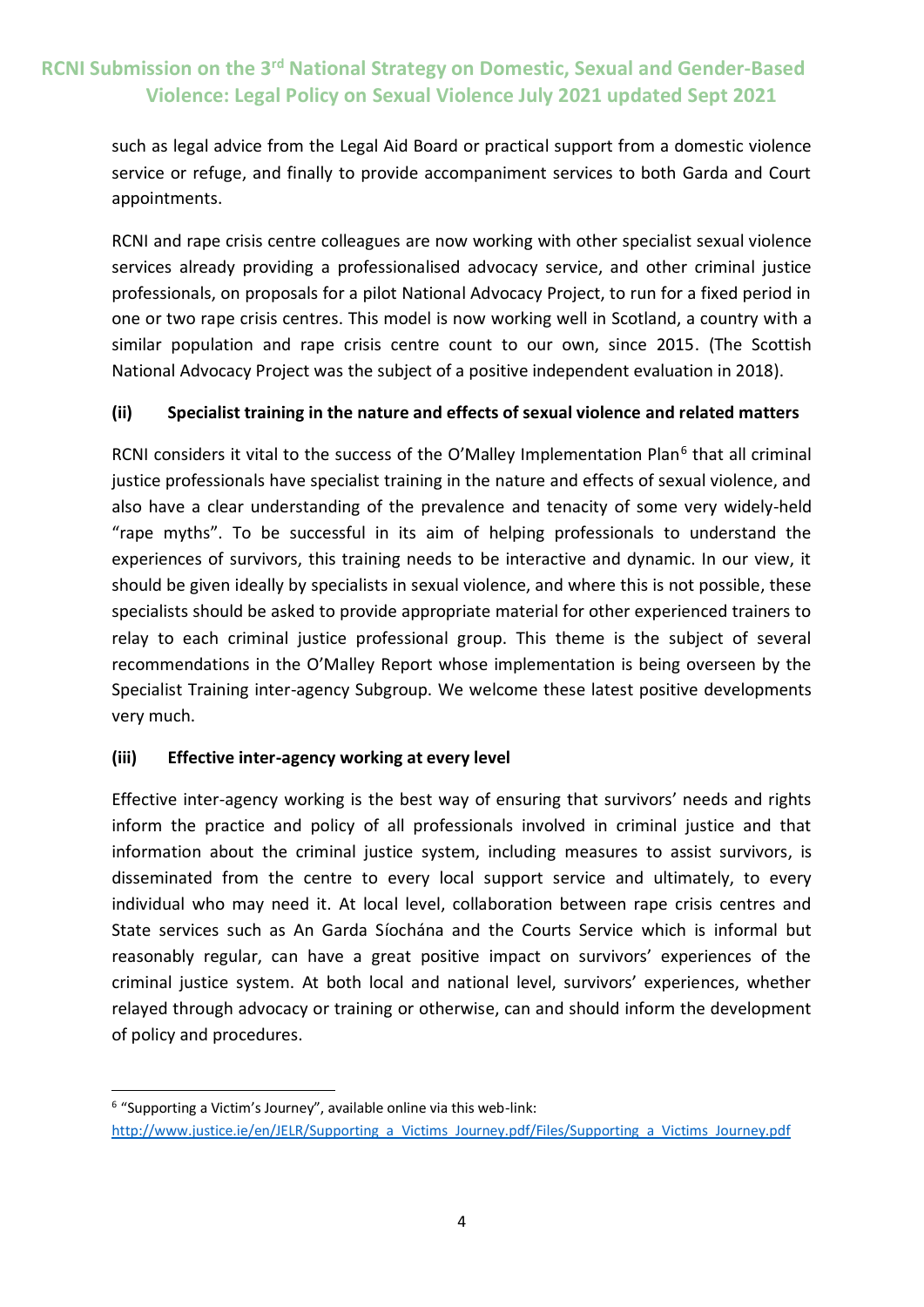such as legal advice from the Legal Aid Board or practical support from a domestic violence service or refuge, and finally to provide accompaniment services to both Garda and Court appointments.

RCNI and rape crisis centre colleagues are now working with other specialist sexual violence services already providing a professionalised advocacy service, and other criminal justice professionals, on proposals for a pilot National Advocacy Project, to run for a fixed period in one or two rape crisis centres. This model is now working well in Scotland, a country with a similar population and rape crisis centre count to our own, since 2015. (The Scottish National Advocacy Project was the subject of a positive independent evaluation in 2018).

### (ii) Specialist training in the nature and effects of sexual violence and related matters

RCNI considers it vital to the success of the O'Malley Implementation Plan[6] that all criminal justice professionals have specialist training in the nature and effects of sexual violence, and also have a clear understanding of the prevalence and tenacity of some very widely-held "rape myths". To be successful in its aim of helping professionals to understand the experiences of survivors, this training needs to be interactive and dynamic. In our view, it should be given ideally by specialists in sexual violence, and where this is not possible, these specialists should be asked to provide appropriate material for other experienced trainers to relay to each criminal justice professional group. This theme is the subject of several recommendations in the O'Malley Report whose implementation is being overseen by the Specialist Training inter-agency Subgroup. We welcome these latest positive developments very much.

### (iii) Effective inter-agency working at every level

Effective inter-agency working is the best way of ensuring that survivors' needs and rights inform the practice and policy of all professionals involved in criminal justice and that information about the criminal justice system, including measures to assist survivors, is disseminated from the centre to every local support service and ultimately, to every individual who may need it. At local level, collaboration between rape crisis centres and State services such as An Garda Síochána and the Courts Service which is informal but reasonably regular, can have a great positive impact on survivors' experiences of the criminal justice system. At both local and national level, survivors' experiences, whether relayed through advocacy or training or otherwise, can and should inform the development of policy and procedures.

---

[6] "Supporting a Victim's Journey", available online via this web-link: http://www.justice.ie/en/JELR/Supporting_a_Victims_Journey.pdf/Files/Supporting_a_Victims_Journey.pdf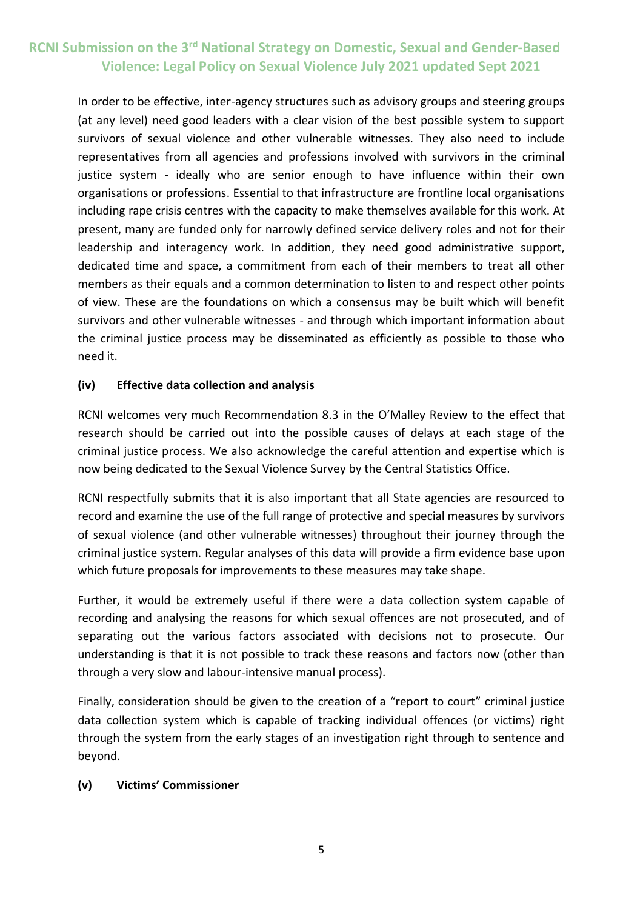In order to be effective, inter-agency structures such as advisory groups and steering groups (at any level) need good leaders with a clear vision of the best possible system to support survivors of sexual violence and other vulnerable witnesses. They also need to include representatives from all agencies and professions involved with survivors in the criminal justice system - ideally who are senior enough to have influence within their own organisations or professions. Essential to that infrastructure are frontline local organisations including rape crisis centres with the capacity to make themselves available for this work. At present, many are funded only for narrowly defined service delivery roles and not for their leadership and interagency work. In addition, they need good administrative support, dedicated time and space, a commitment from each of their members to treat all other members as their equals and a common determination to listen to and respect other points of view. These are the foundations on which a consensus may be built which will benefit survivors and other vulnerable witnesses - and through which important information about the criminal justice process may be disseminated as efficiently as possible to those who need it.

### (iv) Effective data collection and analysis

RCNI welcomes very much Recommendation 8.3 in the O'Malley Review to the effect that research should be carried out into the possible causes of delays at each stage of the criminal justice process. We also acknowledge the careful attention and expertise which is now being dedicated to the Sexual Violence Survey by the Central Statistics Office.

RCNI respectfully submits that it is also important that all State agencies are resourced to record and examine the use of the full range of protective and special measures by survivors of sexual violence (and other vulnerable witnesses) throughout their journey through the criminal justice system. Regular analyses of this data will provide a firm evidence base upon which future proposals for improvements to these measures may take shape.

Further, it would be extremely useful if there were a data collection system capable of recording and analysing the reasons for which sexual offences are not prosecuted, and of separating out the various factors associated with decisions not to prosecute. Our understanding is that it is not possible to track these reasons and factors now (other than through a very slow and labour-intensive manual process).

Finally, consideration should be given to the creation of a "report to court" criminal justice data collection system which is capable of tracking individual offences (or victims) right through the system from the early stages of an investigation right through to sentence and beyond.

### (v) Victims' Commissioner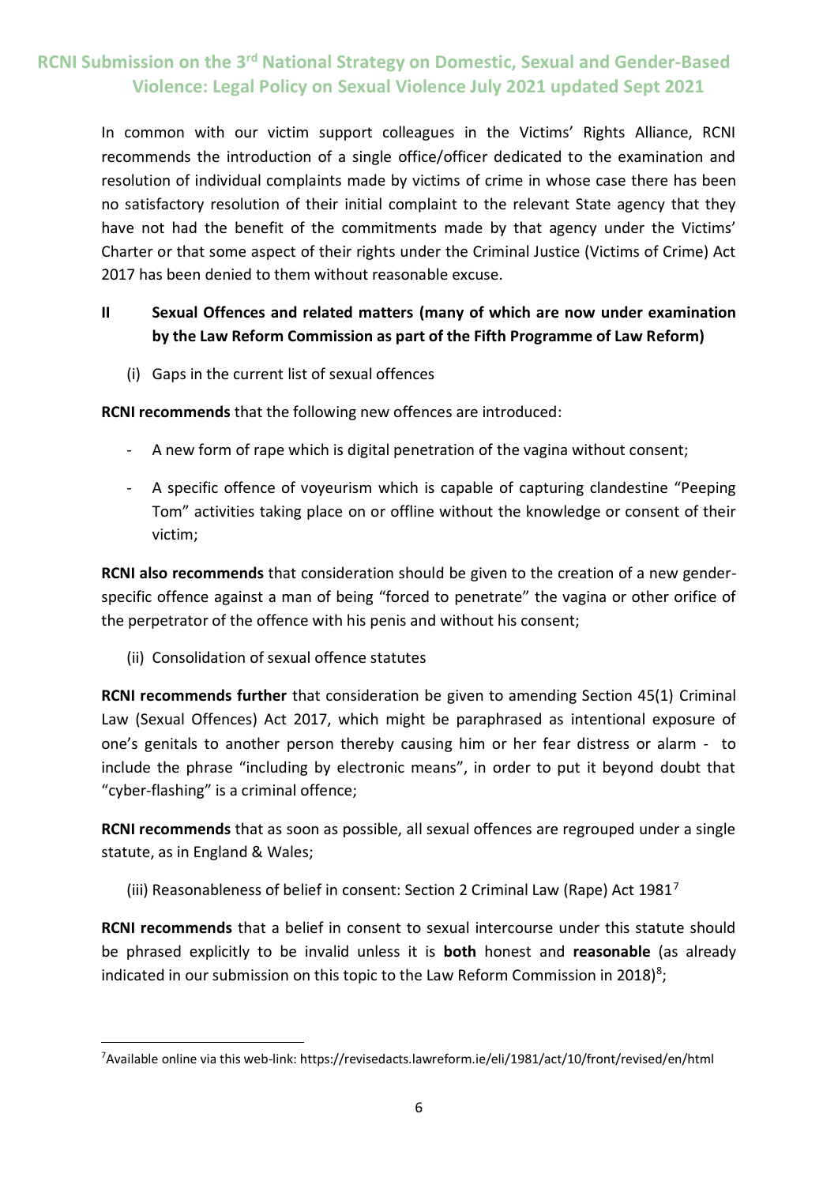In common with our victim support colleagues in the Victims' Rights Alliance, RCNI recommends the introduction of a single office/officer dedicated to the examination and resolution of individual complaints made by victims of crime in whose case there has been no satisfactory resolution of their initial complaint to the relevant State agency that they have not had the benefit of the commitments made by that agency under the Victims' Charter or that some aspect of their rights under the Criminal Justice (Victims of Crime) Act 2017 has been denied to them without reasonable excuse.

## II Sexual Offences and related matters (many of which are now under examination by the Law Reform Commission as part of the Fifth Programme of Law Reform)

(i) Gaps in the current list of sexual offences

**RCNI recommends** that the following new offences are introduced:

- A new form of rape which is digital penetration of the vagina without consent;
- A specific offence of voyeurism which is capable of capturing clandestine "Peeping Tom" activities taking place on or offline without the knowledge or consent of their victim;

**RCNI also recommends** that consideration should be given to the creation of a new gender-specific offence against a man of being "forced to penetrate" the vagina or other orifice of the perpetrator of the offence with his penis and without his consent;

(ii) Consolidation of sexual offence statutes

**RCNI recommends further** that consideration be given to amending Section 45(1) Criminal Law (Sexual Offences) Act 2017, which might be paraphrased as intentional exposure of one's genitals to another person thereby causing him or her fear distress or alarm - to include the phrase "including by electronic means", in order to put it beyond doubt that "cyber-flashing" is a criminal offence;

**RCNI recommends** that as soon as possible, all sexual offences are regrouped under a single statute, as in England & Wales;

(iii) Reasonableness of belief in consent: Section 2 Criminal Law (Rape) Act 1981[7]

**RCNI recommends** that a belief in consent to sexual intercourse under this statute should be phrased explicitly to be invalid unless it is **both** honest and **reasonable** (as already indicated in our submission on this topic to the Law Reform Commission in 2018)[8];

[7] Available online via this web-link: https://revisedacts.lawreform.ie/eli/1981/act/10/front/revised/en/html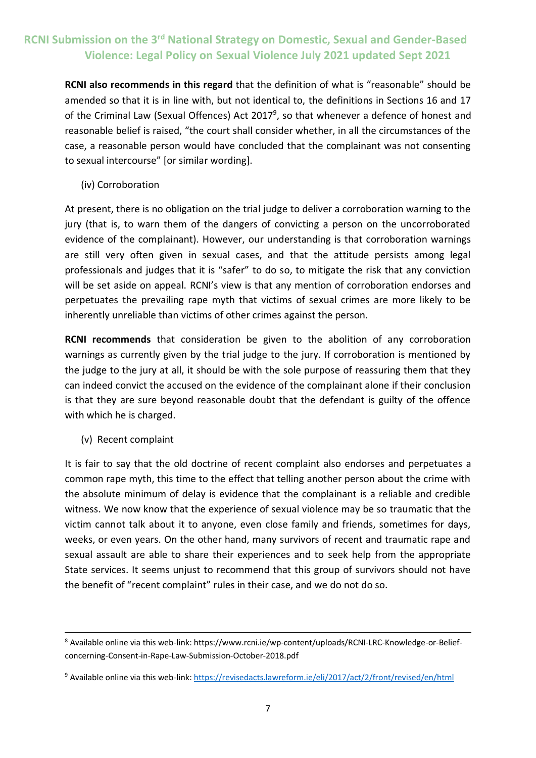**RCNI also recommends in this regard** that the definition of what is "reasonable" should be amended so that it is in line with, but not identical to, the definitions in Sections 16 and 17 of the Criminal Law (Sexual Offences) Act 2017[9], so that whenever a defence of honest and reasonable belief is raised, "the court shall consider whether, in all the circumstances of the case, a reasonable person would have concluded that the complainant was not consenting to sexual intercourse" [or similar wording].

(iv) Corroboration

At present, there is no obligation on the trial judge to deliver a corroboration warning to the jury (that is, to warn them of the dangers of convicting a person on the uncorroborated evidence of the complainant). However, our understanding is that corroboration warnings are still very often given in sexual cases, and that the attitude persists among legal professionals and judges that it is "safer" to do so, to mitigate the risk that any conviction will be set aside on appeal. RCNI's view is that any mention of corroboration endorses and perpetuates the prevailing rape myth that victims of sexual crimes are more likely to be inherently unreliable than victims of other crimes against the person.

**RCNI recommends** that consideration be given to the abolition of any corroboration warnings as currently given by the trial judge to the jury. If corroboration is mentioned by the judge to the jury at all, it should be with the sole purpose of reassuring them that they can indeed convict the accused on the evidence of the complainant alone if their conclusion is that they are sure beyond reasonable doubt that the defendant is guilty of the offence with which he is charged.

(v) Recent complaint

It is fair to say that the old doctrine of recent complaint also endorses and perpetuates a common rape myth, this time to the effect that telling another person about the crime with the absolute minimum of delay is evidence that the complainant is a reliable and credible witness. We now know that the experience of sexual violence may be so traumatic that the victim cannot talk about it to anyone, even close family and friends, sometimes for days, weeks, or even years. On the other hand, many survivors of recent and traumatic rape and sexual assault are able to share their experiences and to seek help from the appropriate State services. It seems unjust to recommend that this group of survivors should not have the benefit of "recent complaint" rules in their case, and we do not do so.

---

[8] Available online via this web-link: https://www.rcni.ie/wp-content/uploads/RCNI-LRC-Knowledge-or-Belief-concerning-Consent-in-Rape-Law-Submission-October-2018.pdf

[9] Available online via this web-link: https://revisedacts.lawreform.ie/eli/2017/act/2/front/revised/en/html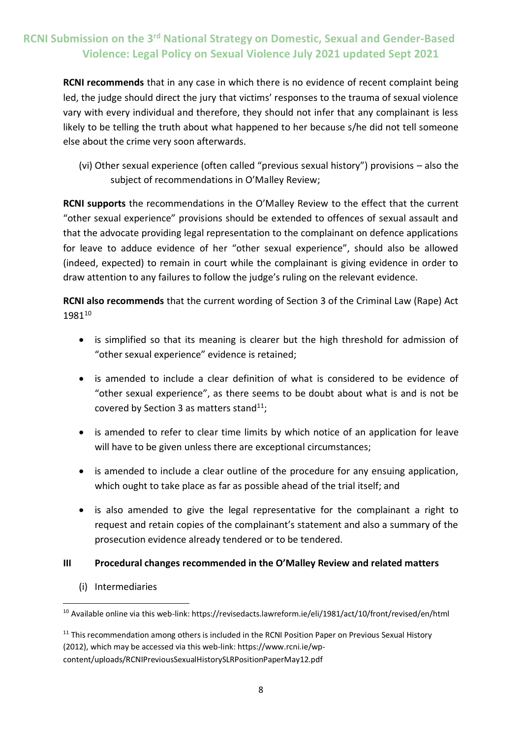**RCNI recommends** that in any case in which there is no evidence of recent complaint being led, the judge should direct the jury that victims' responses to the trauma of sexual violence vary with every individual and therefore, they should not infer that any complainant is less likely to be telling the truth about what happened to her because s/he did not tell someone else about the crime very soon afterwards.

(vi) Other sexual experience (often called "previous sexual history") provisions – also the subject of recommendations in O'Malley Review;

**RCNI supports** the recommendations in the O'Malley Review to the effect that the current "other sexual experience" provisions should be extended to offences of sexual assault and that the advocate providing legal representation to the complainant on defence applications for leave to adduce evidence of her "other sexual experience", should also be allowed (indeed, expected) to remain in court while the complainant is giving evidence in order to draw attention to any failures to follow the judge's ruling on the relevant evidence.

**RCNI also recommends** that the current wording of Section 3 of the Criminal Law (Rape) Act 1981[10]

- is simplified so that its meaning is clearer but the high threshold for admission of "other sexual experience" evidence is retained;
- is amended to include a clear definition of what is considered to be evidence of "other sexual experience", as there seems to be doubt about what is and is not be covered by Section 3 as matters stand[11];
- is amended to refer to clear time limits by which notice of an application for leave will have to be given unless there are exceptional circumstances;
- is amended to include a clear outline of the procedure for any ensuing application, which ought to take place as far as possible ahead of the trial itself; and
- is also amended to give the legal representative for the complainant a right to request and retain copies of the complainant's statement and also a summary of the prosecution evidence already tendered or to be tendered.

### III Procedural changes recommended in the O'Malley Review and related matters

(i) Intermediaries

---

[10] Available online via this web-link: https://revisedacts.lawreform.ie/eli/1981/act/10/front/revised/en/html

[11] This recommendation among others is included in the RCNI Position Paper on Previous Sexual History (2012), which may be accessed via this web-link: https://www.rcni.ie/wp-content/uploads/RCNIPreviousSexualHistorySLRPositionPaperMay12.pdf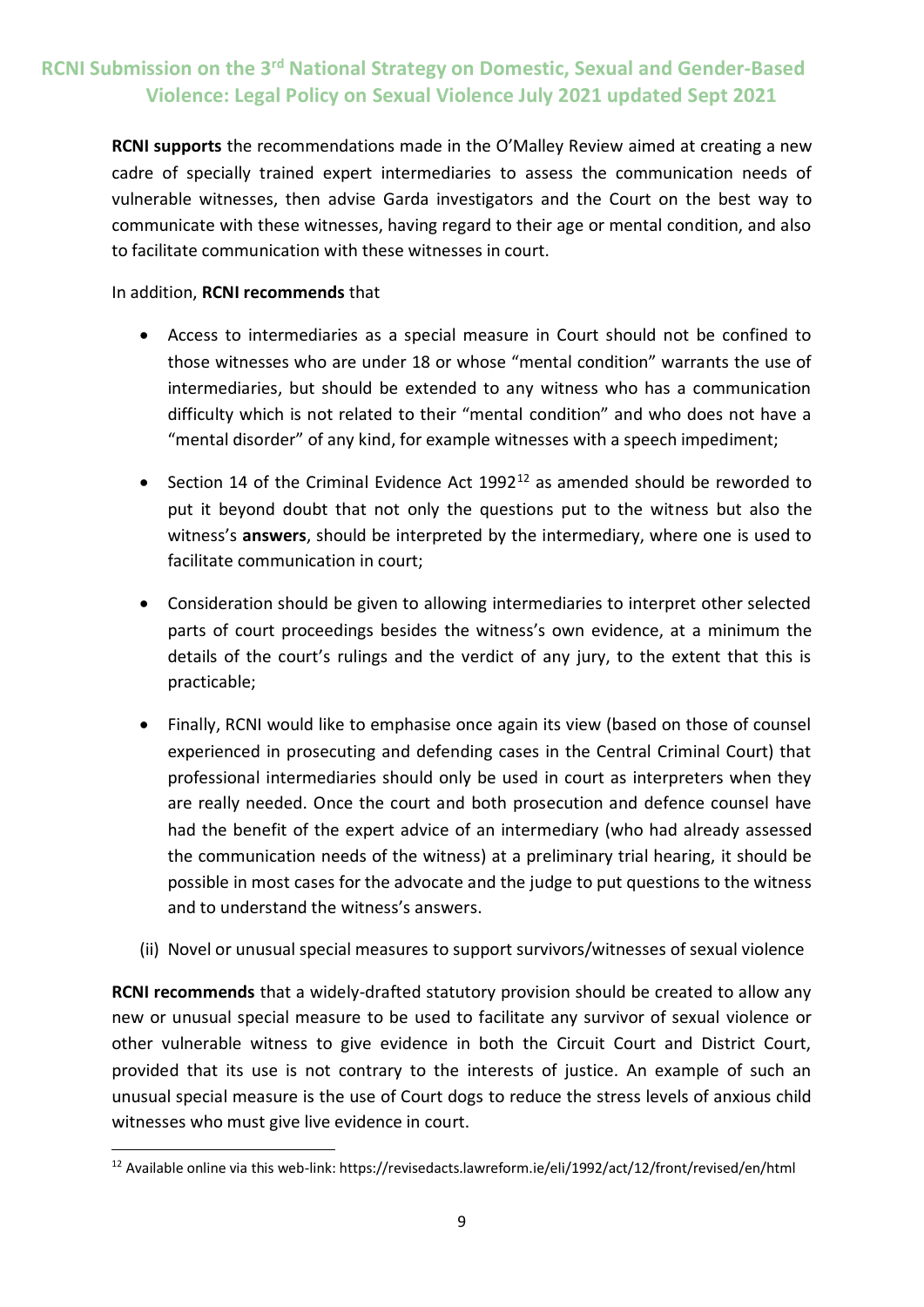**RCNI supports** the recommendations made in the O'Malley Review aimed at creating a new cadre of specially trained expert intermediaries to assess the communication needs of vulnerable witnesses, then advise Garda investigators and the Court on the best way to communicate with these witnesses, having regard to their age or mental condition, and also to facilitate communication with these witnesses in court.

In addition, **RCNI recommends** that

- Access to intermediaries as a special measure in Court should not be confined to those witnesses who are under 18 or whose "mental condition" warrants the use of intermediaries, but should be extended to any witness who has a communication difficulty which is not related to their "mental condition" and who does not have a "mental disorder" of any kind, for example witnesses with a speech impediment;
- Section 14 of the Criminal Evidence Act 1992[12] as amended should be reworded to put it beyond doubt that not only the questions put to the witness but also the witness's **answers**, should be interpreted by the intermediary, where one is used to facilitate communication in court;
- Consideration should be given to allowing intermediaries to interpret other selected parts of court proceedings besides the witness's own evidence, at a minimum the details of the court's rulings and the verdict of any jury, to the extent that this is practicable;
- Finally, RCNI would like to emphasise once again its view (based on those of counsel experienced in prosecuting and defending cases in the Central Criminal Court) that professional intermediaries should only be used in court as interpreters when they are really needed. Once the court and both prosecution and defence counsel have had the benefit of the expert advice of an intermediary (who had already assessed the communication needs of the witness) at a preliminary trial hearing, it should be possible in most cases for the advocate and the judge to put questions to the witness and to understand the witness's answers.

(ii) Novel or unusual special measures to support survivors/witnesses of sexual violence

**RCNI recommends** that a widely-drafted statutory provision should be created to allow any new or unusual special measure to be used to facilitate any survivor of sexual violence or other vulnerable witness to give evidence in both the Circuit Court and District Court, provided that its use is not contrary to the interests of justice. An example of such an unusual special measure is the use of Court dogs to reduce the stress levels of anxious child witnesses who must give live evidence in court.

---

[12] Available online via this web-link: https://revisedacts.lawreform.ie/eli/1992/act/12/front/revised/en/html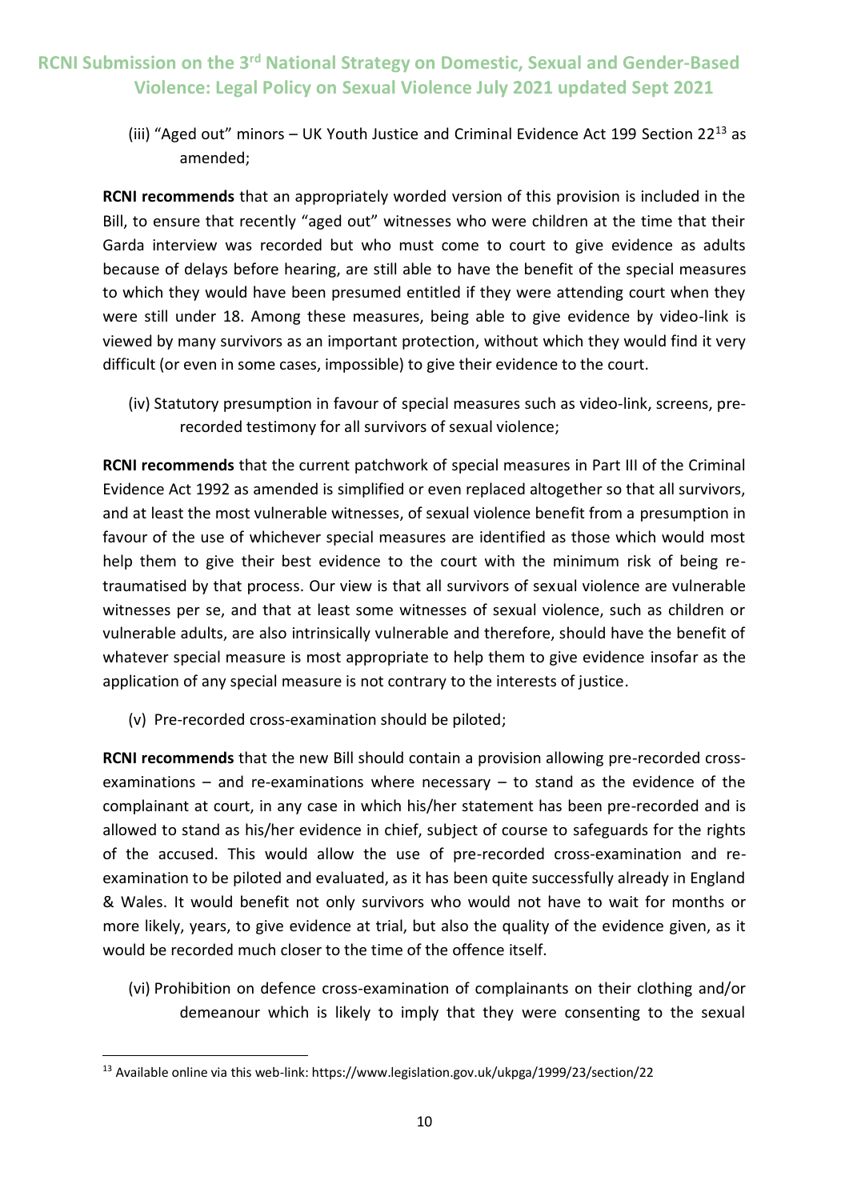(iii) "Aged out" minors – UK Youth Justice and Criminal Evidence Act 199 Section 22[13] as amended;

**RCNI recommends** that an appropriately worded version of this provision is included in the Bill, to ensure that recently "aged out" witnesses who were children at the time that their Garda interview was recorded but who must come to court to give evidence as adults because of delays before hearing, are still able to have the benefit of the special measures to which they would have been presumed entitled if they were attending court when they were still under 18. Among these measures, being able to give evidence by video-link is viewed by many survivors as an important protection, without which they would find it very difficult (or even in some cases, impossible) to give their evidence to the court.

(iv) Statutory presumption in favour of special measures such as video-link, screens, pre-recorded testimony for all survivors of sexual violence;

**RCNI recommends** that the current patchwork of special measures in Part III of the Criminal Evidence Act 1992 as amended is simplified or even replaced altogether so that all survivors, and at least the most vulnerable witnesses, of sexual violence benefit from a presumption in favour of the use of whichever special measures are identified as those which would most help them to give their best evidence to the court with the minimum risk of being re-traumatised by that process. Our view is that all survivors of sexual violence are vulnerable witnesses per se, and that at least some witnesses of sexual violence, such as children or vulnerable adults, are also intrinsically vulnerable and therefore, should have the benefit of whatever special measure is most appropriate to help them to give evidence insofar as the application of any special measure is not contrary to the interests of justice.

(v) Pre-recorded cross-examination should be piloted;

**RCNI recommends** that the new Bill should contain a provision allowing pre-recorded cross-examinations – and re-examinations where necessary – to stand as the evidence of the complainant at court, in any case in which his/her statement has been pre-recorded and is allowed to stand as his/her evidence in chief, subject of course to safeguards for the rights of the accused. This would allow the use of pre-recorded cross-examination and re-examination to be piloted and evaluated, as it has been quite successfully already in England & Wales. It would benefit not only survivors who would not have to wait for months or more likely, years, to give evidence at trial, but also the quality of the evidence given, as it would be recorded much closer to the time of the offence itself.

(vi) Prohibition on defence cross-examination of complainants on their clothing and/or demeanour which is likely to imply that they were consenting to the sexual

---

[13] Available online via this web-link: https://www.legislation.gov.uk/ukpga/1999/23/section/22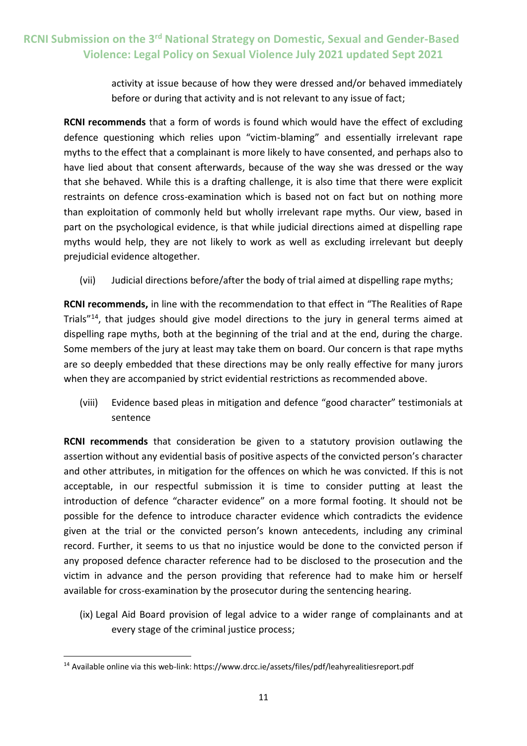activity at issue because of how they were dressed and/or behaved immediately before or during that activity and is not relevant to any issue of fact;

**RCNI recommends** that a form of words is found which would have the effect of excluding defence questioning which relies upon "victim-blaming" and essentially irrelevant rape myths to the effect that a complainant is more likely to have consented, and perhaps also to have lied about that consent afterwards, because of the way she was dressed or the way that she behaved. While this is a drafting challenge, it is also time that there were explicit restraints on defence cross-examination which is based not on fact but on nothing more than exploitation of commonly held but wholly irrelevant rape myths. Our view, based in part on the psychological evidence, is that while judicial directions aimed at dispelling rape myths would help, they are not likely to work as well as excluding irrelevant but deeply prejudicial evidence altogether.

(vii) Judicial directions before/after the body of trial aimed at dispelling rape myths;

**RCNI recommends,** in line with the recommendation to that effect in "The Realities of Rape Trials"[14], that judges should give model directions to the jury in general terms aimed at dispelling rape myths, both at the beginning of the trial and at the end, during the charge. Some members of the jury at least may take them on board. Our concern is that rape myths are so deeply embedded that these directions may be only really effective for many jurors when they are accompanied by strict evidential restrictions as recommended above.

(viii) Evidence based pleas in mitigation and defence "good character" testimonials at sentence

**RCNI recommends** that consideration be given to a statutory provision outlawing the assertion without any evidential basis of positive aspects of the convicted person's character and other attributes, in mitigation for the offences on which he was convicted. If this is not acceptable, in our respectful submission it is time to consider putting at least the introduction of defence "character evidence" on a more formal footing. It should not be possible for the defence to introduce character evidence which contradicts the evidence given at the trial or the convicted person's known antecedents, including any criminal record. Further, it seems to us that no injustice would be done to the convicted person if any proposed defence character reference had to be disclosed to the prosecution and the victim in advance and the person providing that reference had to make him or herself available for cross-examination by the prosecutor during the sentencing hearing.

(ix) Legal Aid Board provision of legal advice to a wider range of complainants and at every stage of the criminal justice process;

[14] Available online via this web-link: https://www.drcc.ie/assets/files/pdf/leahyrealitiesreport.pdf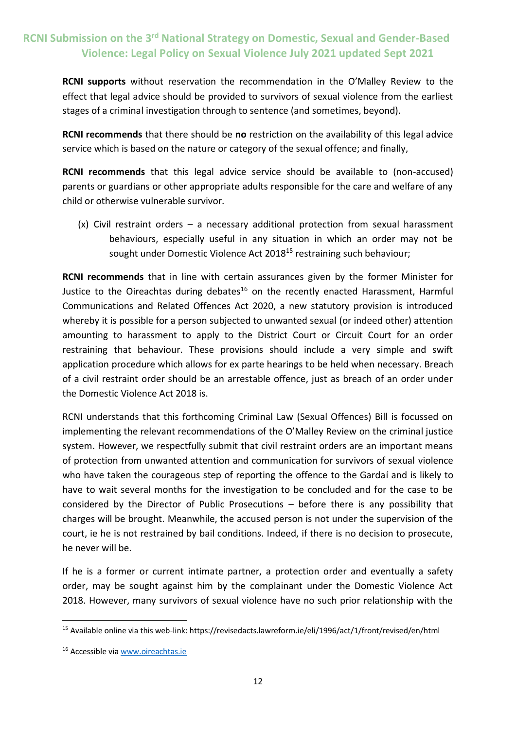**RCNI supports** without reservation the recommendation in the O'Malley Review to the effect that legal advice should be provided to survivors of sexual violence from the earliest stages of a criminal investigation through to sentence (and sometimes, beyond).

**RCNI recommends** that there should be **no** restriction on the availability of this legal advice service which is based on the nature or category of the sexual offence; and finally,

**RCNI recommends** that this legal advice service should be available to (non-accused) parents or guardians or other appropriate adults responsible for the care and welfare of any child or otherwise vulnerable survivor.

(x) Civil restraint orders – a necessary additional protection from sexual harassment behaviours, especially useful in any situation in which an order may not be sought under Domestic Violence Act 2018[15] restraining such behaviour;

**RCNI recommends** that in line with certain assurances given by the former Minister for Justice to the Oireachtas during debates[16] on the recently enacted Harassment, Harmful Communications and Related Offences Act 2020, a new statutory provision is introduced whereby it is possible for a person subjected to unwanted sexual (or indeed other) attention amounting to harassment to apply to the District Court or Circuit Court for an order restraining that behaviour. These provisions should include a very simple and swift application procedure which allows for ex parte hearings to be held when necessary. Breach of a civil restraint order should be an arrestable offence, just as breach of an order under the Domestic Violence Act 2018 is.

RCNI understands that this forthcoming Criminal Law (Sexual Offences) Bill is focussed on implementing the relevant recommendations of the O'Malley Review on the criminal justice system. However, we respectfully submit that civil restraint orders are an important means of protection from unwanted attention and communication for survivors of sexual violence who have taken the courageous step of reporting the offence to the Gardaí and is likely to have to wait several months for the investigation to be concluded and for the case to be considered by the Director of Public Prosecutions – before there is any possibility that charges will be brought. Meanwhile, the accused person is not under the supervision of the court, ie he is not restrained by bail conditions. Indeed, if there is no decision to prosecute, he never will be.

If he is a former or current intimate partner, a protection order and eventually a safety order, may be sought against him by the complainant under the Domestic Violence Act 2018. However, many survivors of sexual violence have no such prior relationship with the

---

[15] Available online via this web-link: https://revisedacts.lawreform.ie/eli/1996/act/1/front/revised/en/html

[16] Accessible via www.oireachtas.ie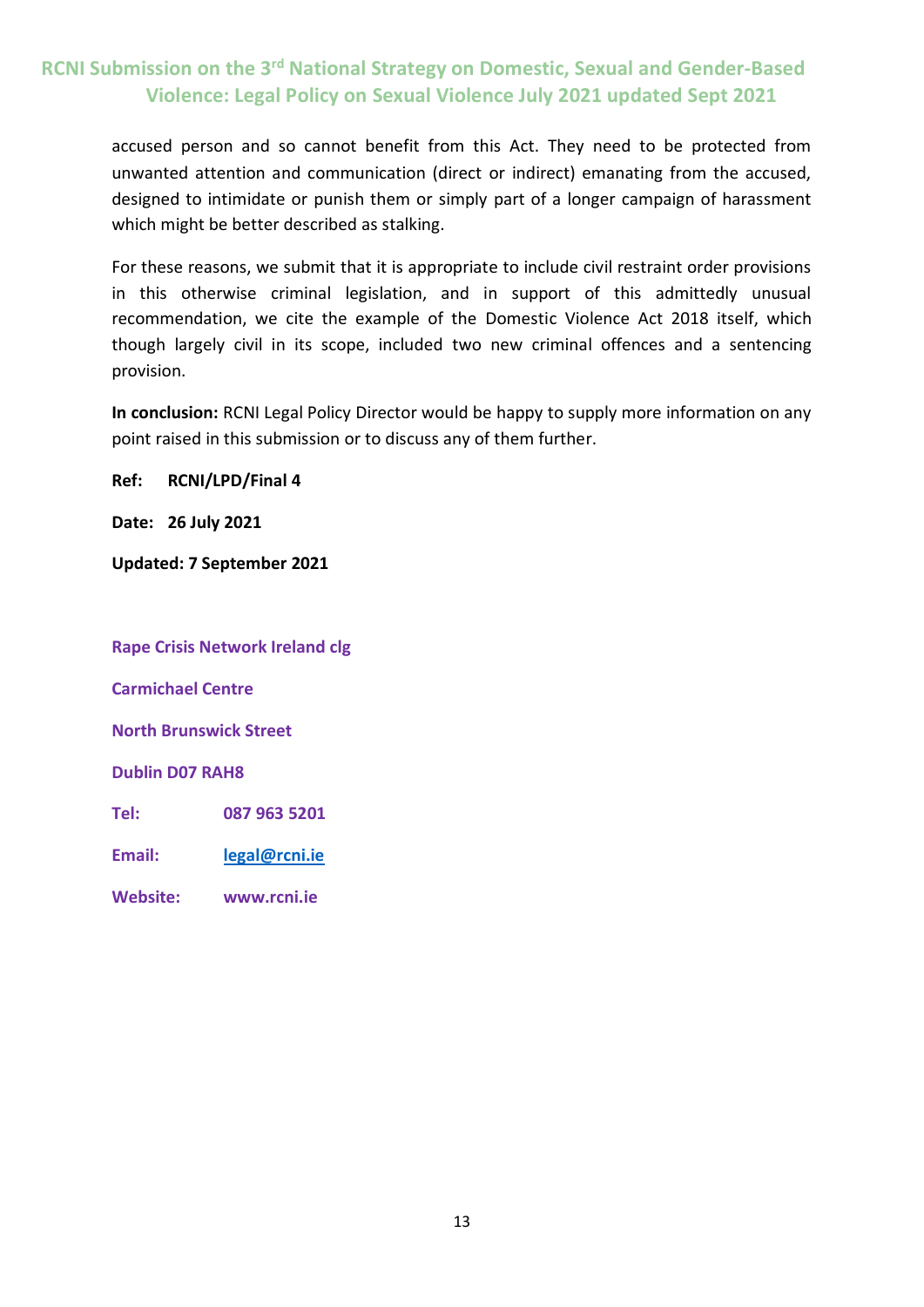accused person and so cannot benefit from this Act. They need to be protected from unwanted attention and communication (direct or indirect) emanating from the accused, designed to intimidate or punish them or simply part of a longer campaign of harassment which might be better described as stalking.

For these reasons, we submit that it is appropriate to include civil restraint order provisions in this otherwise criminal legislation, and in support of this admittedly unusual recommendation, we cite the example of the Domestic Violence Act 2018 itself, which though largely civil in its scope, included two new criminal offences and a sentencing provision.

**In conclusion:** RCNI Legal Policy Director would be happy to supply more information on any point raised in this submission or to discuss any of them further.

**Ref: RCNI/LPD/Final 4**

**Date: 26 July 2021**

**Updated: 7 September 2021**

**Rape Crisis Network Ireland clg**

**Carmichael Centre**

**North Brunswick Street**

**Dublin D07 RAH8**

**Tel: 087 963 5201**

**Email: legal@rcni.ie**

**Website: www.rcni.ie**